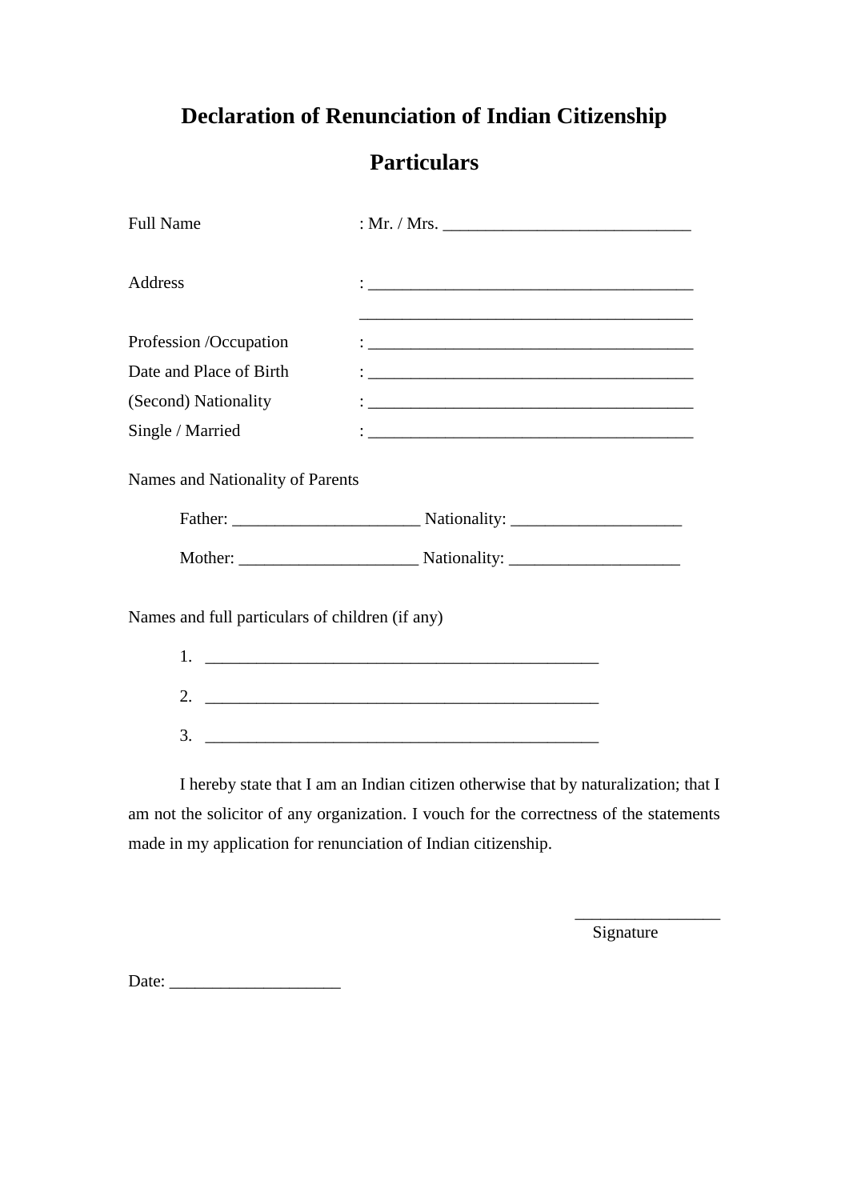# Declaration of Renunciation of Indian Citizenship

## Particulars

Full Name : Mr. / Mrs. _____________________________

Address : _____________________________________
_______________________________________

Profession /Occupation : _____________________________________

Date and Place of Birth : _____________________________________

(Second) Nationality : _____________________________________

Single / Married : _____________________________________

Names and Nationality of Parents

Father: ______________________ Nationality: ____________________

Mother: _____________________ Nationality: ____________________

Names and full particulars of children (if any)

1. _____________________________________________
2. _____________________________________________
3. _____________________________________________

I hereby state that I am an Indian citizen otherwise that by naturalization; that I am not the solicitor of any organization. I vouch for the correctness of the statements made in my application for renunciation of Indian citizenship.

_________________
Signature

Date: ____________________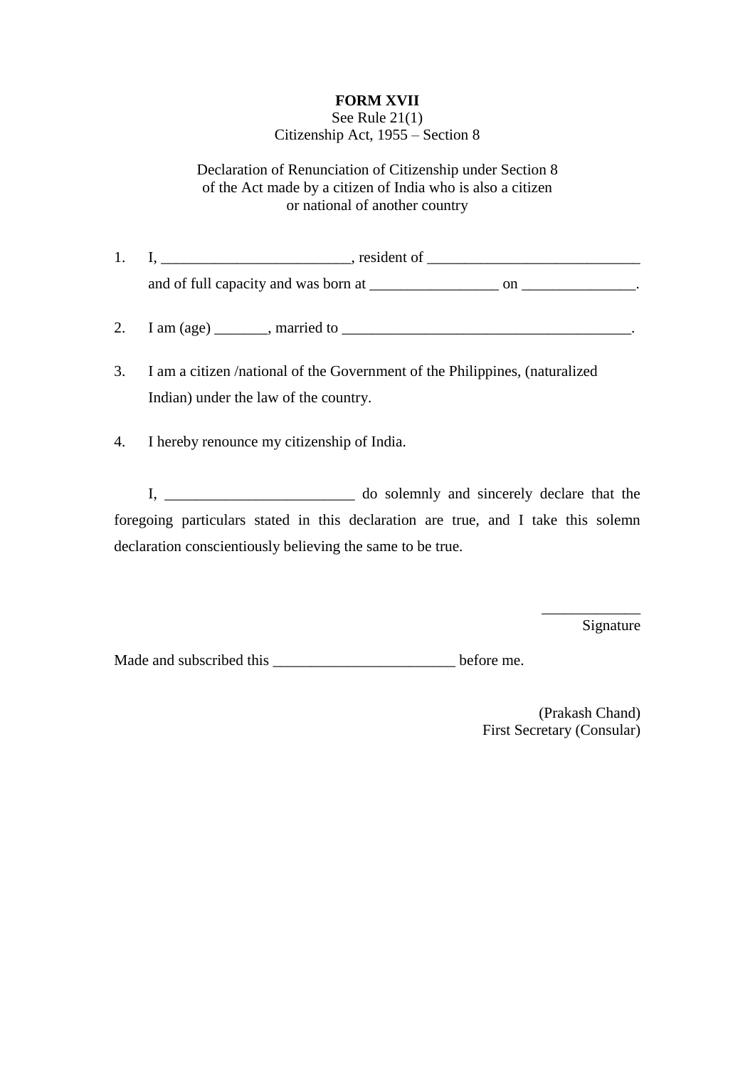**FORM XVII**

See Rule 21(1)

Citizenship Act, 1955 – Section 8

Declaration of Renunciation of Citizenship under Section 8 of the Act made by a citizen of India who is also a citizen or national of another country

1. I, _________________________, resident of ____________________________ and of full capacity and was born at _________________ on _______________.

2. I am (age) _______, married to ______________________________________.

3. I am a citizen /national of the Government of the Philippines, (naturalized Indian) under the law of the country.

4. I hereby renounce my citizenship of India.

I, _________________________ do solemnly and sincerely declare that the foregoing particulars stated in this declaration are true, and I take this solemn declaration conscientiously believing the same to be true.

_____________

Signature

Made and subscribed this ________________________ before me.

(Prakash Chand)

First Secretary (Consular)